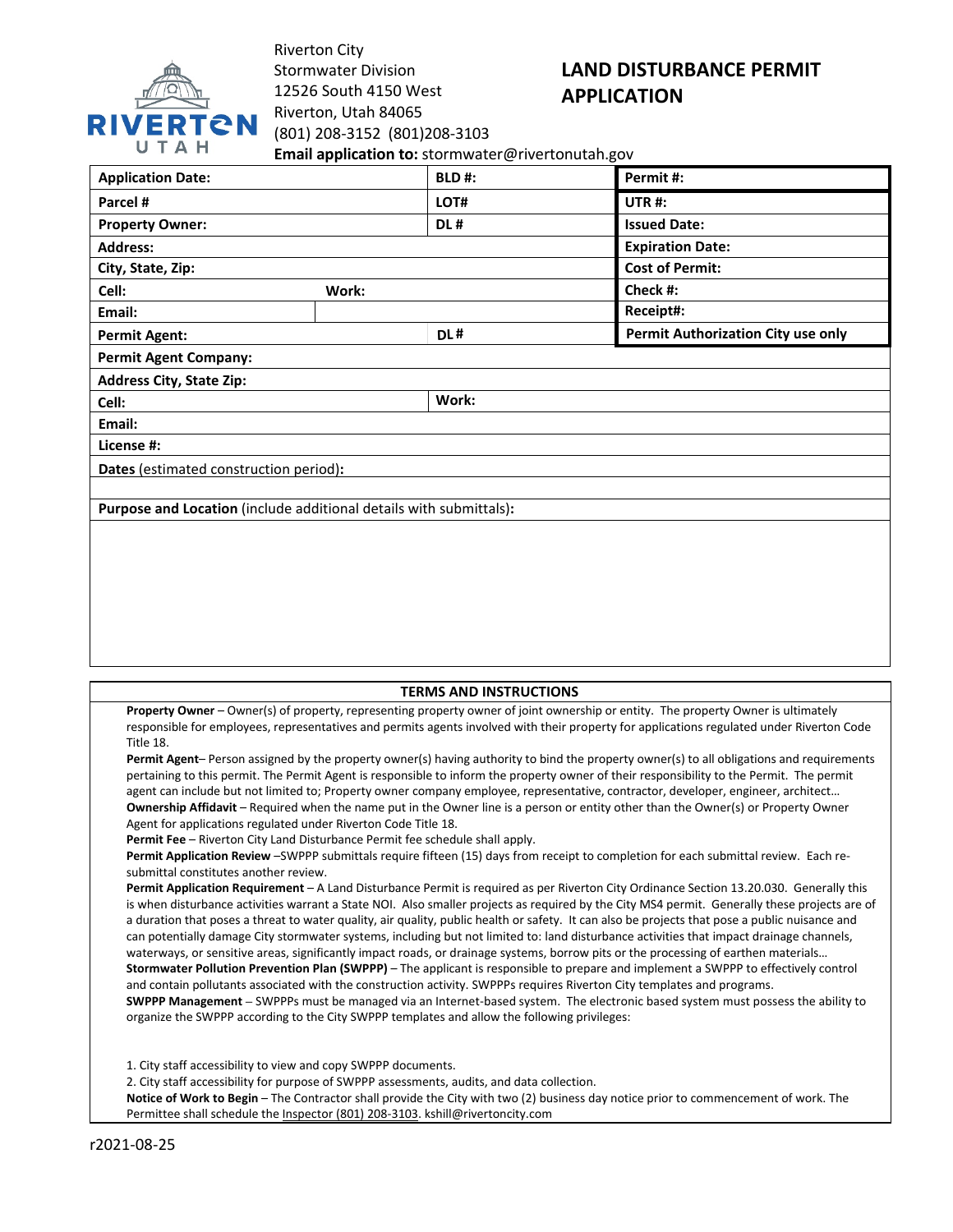Riverton City
Stormwater Division
12526 South 4150 West
Riverton, Utah 84065
(801) 208-3152 (801)208-3103
**Email application to:** stormwater@rivertonutah.gov

# LAND DISTURBANCE PERMIT APPLICATION

| **Application Date:** | | **BLD #:** | **Permit #:** |
|---|---|---|---|
| **Parcel #** | | **LOT#** | **UTR #:** |
| **Property Owner:** | | **DL #** | **Issued Date:** |
| **Address:** | | | **Expiration Date:** |
| **City, State, Zip:** | | | **Cost of Permit:** |
| **Cell:** | **Work:** | | **Check #:** |
| **Email:** | | | **Receipt#:** |
| **Permit Agent:** | | **DL #** | **Permit Authorization City use only** |
| **Permit Agent Company:** | | | |
| **Address City, State Zip:** | | | |
| **Cell:** | | **Work:** | |
| **Email:** | | | |
| **License #:** | | | |
| **Dates** (estimated construction period)**:** | | | |
| | | | |
| **Purpose and Location** (include additional details with submittals)**:** | | | |

## TERMS AND INSTRUCTIONS

**Property Owner** – Owner(s) of property, representing property owner of joint ownership or entity. The property Owner is ultimately responsible for employees, representatives and permits agents involved with their property for applications regulated under Riverton Code Title 18.

**Permit Agent**– Person assigned by the property owner(s) having authority to bind the property owner(s) to all obligations and requirements pertaining to this permit. The Permit Agent is responsible to inform the property owner of their responsibility to the Permit. The permit agent can include but not limited to; Property owner company employee, representative, contractor, developer, engineer, architect…

**Ownership Affidavit** – Required when the name put in the Owner line is a person or entity other than the Owner(s) or Property Owner Agent for applications regulated under Riverton Code Title 18.

**Permit Fee** – Riverton City Land Disturbance Permit fee schedule shall apply.

**Permit Application Review** –SWPPP submittals require fifteen (15) days from receipt to completion for each submittal review. Each re-submittal constitutes another review.

**Permit Application Requirement** – A Land Disturbance Permit is required as per Riverton City Ordinance Section 13.20.030. Generally this is when disturbance activities warrant a State NOI. Also smaller projects as required by the City MS4 permit. Generally these projects are of a duration that poses a threat to water quality, air quality, public health or safety. It can also be projects that pose a public nuisance and can potentially damage City stormwater systems, including but not limited to: land disturbance activities that impact drainage channels, waterways, or sensitive areas, significantly impact roads, or drainage systems, borrow pits or the processing of earthen materials…

**Stormwater Pollution Prevention Plan (SWPPP)** – The applicant is responsible to prepare and implement a SWPPP to effectively control and contain pollutants associated with the construction activity. SWPPPs requires Riverton City templates and programs.

**SWPPP Management** – SWPPPs must be managed via an Internet-based system. The electronic based system must possess the ability to organize the SWPPP according to the City SWPPP templates and allow the following privileges:

1. City staff accessibility to view and copy SWPPP documents.
2. City staff accessibility for purpose of SWPPP assessments, audits, and data collection.

**Notice of Work to Begin** – The Contractor shall provide the City with two (2) business day notice prior to commencement of work. The Permittee shall schedule the Inspector (801) 208-3103. kshill@rivertoncity.com

r2021-08-25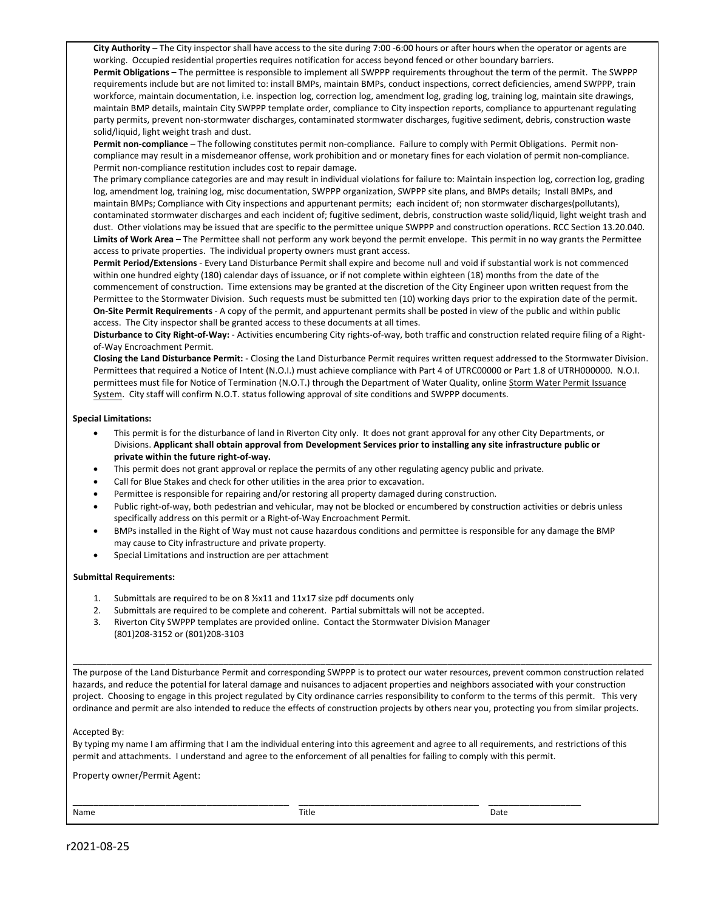**City Authority** – The City inspector shall have access to the site during 7:00 -6:00 hours or after hours when the operator or agents are working. Occupied residential properties requires notification for access beyond fenced or other boundary barriers.

**Permit Obligations** – The permittee is responsible to implement all SWPPP requirements throughout the term of the permit. The SWPPP requirements include but are not limited to: install BMPs, maintain BMPs, conduct inspections, correct deficiencies, amend SWPPP, train workforce, maintain documentation, i.e. inspection log, correction log, amendment log, grading log, training log, maintain site drawings, maintain BMP details, maintain City SWPPP template order, compliance to City inspection reports, compliance to appurtenant regulating party permits, prevent non-stormwater discharges, contaminated stormwater discharges, fugitive sediment, debris, construction waste solid/liquid, light weight trash and dust.

**Permit non-compliance** – The following constitutes permit non-compliance. Failure to comply with Permit Obligations. Permit non-compliance may result in a misdemeanor offense, work prohibition and or monetary fines for each violation of permit non-compliance. Permit non-compliance restitution includes cost to repair damage.

The primary compliance categories are and may result in individual violations for failure to: Maintain inspection log, correction log, grading log, amendment log, training log, misc documentation, SWPPP organization, SWPPP site plans, and BMPs details; Install BMPs, and maintain BMPs; Compliance with City inspections and appurtenant permits; each incident of; non stormwater discharges(pollutants), contaminated stormwater discharges and each incident of; fugitive sediment, debris, construction waste solid/liquid, light weight trash and dust. Other violations may be issued that are specific to the permittee unique SWPPP and construction operations. RCC Section 13.20.040.

**Limits of Work Area** – The Permittee shall not perform any work beyond the permit envelope. This permit in no way grants the Permittee access to private properties. The individual property owners must grant access.

**Permit Period/Extensions** - Every Land Disturbance Permit shall expire and become null and void if substantial work is not commenced within one hundred eighty (180) calendar days of issuance, or if not complete within eighteen (18) months from the date of the commencement of construction. Time extensions may be granted at the discretion of the City Engineer upon written request from the Permittee to the Stormwater Division. Such requests must be submitted ten (10) working days prior to the expiration date of the permit.

**On-Site Permit Requirements** - A copy of the permit, and appurtenant permits shall be posted in view of the public and within public access. The City inspector shall be granted access to these documents at all times.

**Disturbance to City Right-of-Way:** - Activities encumbering City rights-of-way, both traffic and construction related require filing of a Right-of-Way Encroachment Permit.

**Closing the Land Disturbance Permit:** - Closing the Land Disturbance Permit requires written request addressed to the Stormwater Division. Permittees that required a Notice of Intent (N.O.I.) must achieve compliance with Part 4 of UTRC00000 or Part 1.8 of UTRH000000. N.O.I. permittees must file for Notice of Termination (N.O.T.) through the Department of Water Quality, online Storm Water Permit Issuance System. City staff will confirm N.O.T. status following approval of site conditions and SWPPP documents.

**Special Limitations:**

- This permit is for the disturbance of land in Riverton City only. It does not grant approval for any other City Departments, or Divisions. **Applicant shall obtain approval from Development Services prior to installing any site infrastructure public or private within the future right-of-way.**
- This permit does not grant approval or replace the permits of any other regulating agency public and private.
- Call for Blue Stakes and check for other utilities in the area prior to excavation.
- Permittee is responsible for repairing and/or restoring all property damaged during construction.
- Public right-of-way, both pedestrian and vehicular, may not be blocked or encumbered by construction activities or debris unless specifically address on this permit or a Right-of-Way Encroachment Permit.
- BMPs installed in the Right of Way must not cause hazardous conditions and permittee is responsible for any damage the BMP may cause to City infrastructure and private property.
- Special Limitations and instruction are per attachment

**Submittal Requirements:**

1. Submittals are required to be on 8 ½x11 and 11x17 size pdf documents only
2. Submittals are required to be complete and coherent. Partial submittals will not be accepted.
3. Riverton City SWPPP templates are provided online. Contact the Stormwater Division Manager (801)208-3152 or (801)208-3103

---

The purpose of the Land Disturbance Permit and corresponding SWPPP is to protect our water resources, prevent common construction related hazards, and reduce the potential for lateral damage and nuisances to adjacent properties and neighbors associated with your construction project. Choosing to engage in this project regulated by City ordinance carries responsibility to conform to the terms of this permit. This very ordinance and permit are also intended to reduce the effects of construction projects by others near you, protecting you from similar projects.

Accepted By:

By typing my name I am affirming that I am the individual entering into this agreement and agree to all requirements, and restrictions of this permit and attachments. I understand and agree to the enforcement of all penalties for failing to comply with this permit.

Property owner/Permit Agent:

| | | |
|---|---|---|
| Name | Title | Date |

r2021-08-25